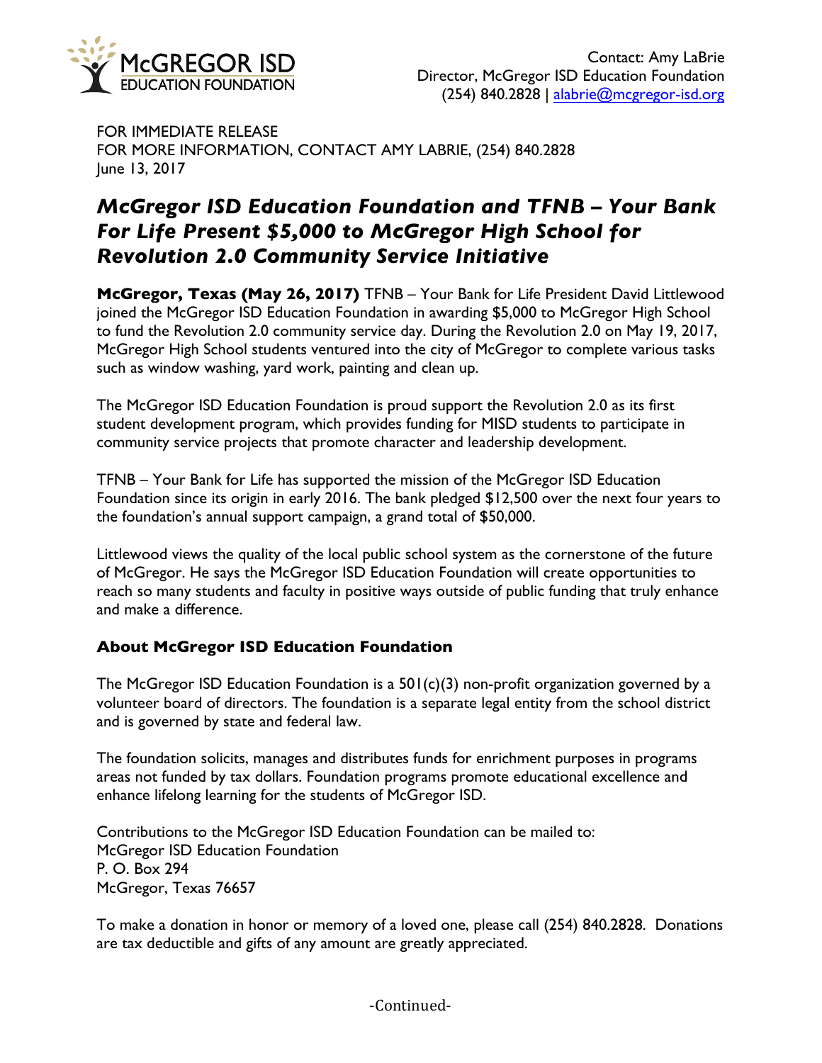McGREGOR ISD EDUCATION FOUNDATION

Contact: Amy LaBrie
Director, McGregor ISD Education Foundation
(254) 840.2828 | alabrie@mcgregor-isd.org

FOR IMMEDIATE RELEASE
FOR MORE INFORMATION, CONTACT AMY LABRIE, (254) 840.2828
June 13, 2017

# *McGregor ISD Education Foundation and TFNB – Your Bank For Life Present $5,000 to McGregor High School for Revolution 2.0 Community Service Initiative*

**McGregor, Texas (May 26, 2017)** TFNB – Your Bank for Life President David Littlewood joined the McGregor ISD Education Foundation in awarding $5,000 to McGregor High School to fund the Revolution 2.0 community service day. During the Revolution 2.0 on May 19, 2017, McGregor High School students ventured into the city of McGregor to complete various tasks such as window washing, yard work, painting and clean up.

The McGregor ISD Education Foundation is proud support the Revolution 2.0 as its first student development program, which provides funding for MISD students to participate in community service projects that promote character and leadership development.

TFNB – Your Bank for Life has supported the mission of the McGregor ISD Education Foundation since its origin in early 2016. The bank pledged $12,500 over the next four years to the foundation's annual support campaign, a grand total of $50,000.

Littlewood views the quality of the local public school system as the cornerstone of the future of McGregor. He says the McGregor ISD Education Foundation will create opportunities to reach so many students and faculty in positive ways outside of public funding that truly enhance and make a difference.

## About McGregor ISD Education Foundation

The McGregor ISD Education Foundation is a 501(c)(3) non-profit organization governed by a volunteer board of directors. The foundation is a separate legal entity from the school district and is governed by state and federal law.

The foundation solicits, manages and distributes funds for enrichment purposes in programs areas not funded by tax dollars. Foundation programs promote educational excellence and enhance lifelong learning for the students of McGregor ISD.

Contributions to the McGregor ISD Education Foundation can be mailed to:
McGregor ISD Education Foundation
P. O. Box 294
McGregor, Texas 76657

To make a donation in honor or memory of a loved one, please call (254) 840.2828. Donations are tax deductible and gifts of any amount are greatly appreciated.

-Continued-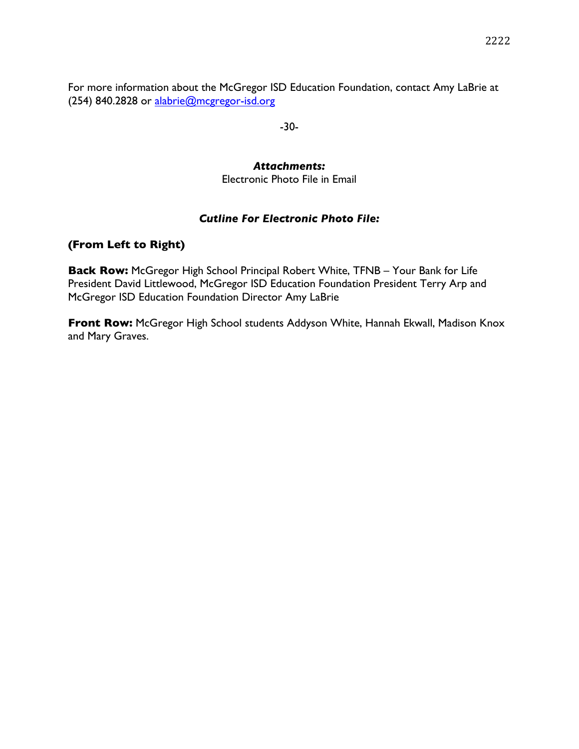For more information about the McGregor ISD Education Foundation, contact Amy LaBrie at (254) 840.2828 or alabrie@mcgregor-isd.org

-30-

***Attachments:***
Electronic Photo File in Email

***Cutline For Electronic Photo File:***

**(From Left to Right)**

**Back Row:** McGregor High School Principal Robert White, TFNB – Your Bank for Life President David Littlewood, McGregor ISD Education Foundation President Terry Arp and McGregor ISD Education Foundation Director Amy LaBrie

**Front Row:** McGregor High School students Addyson White, Hannah Ekwall, Madison Knox and Mary Graves.